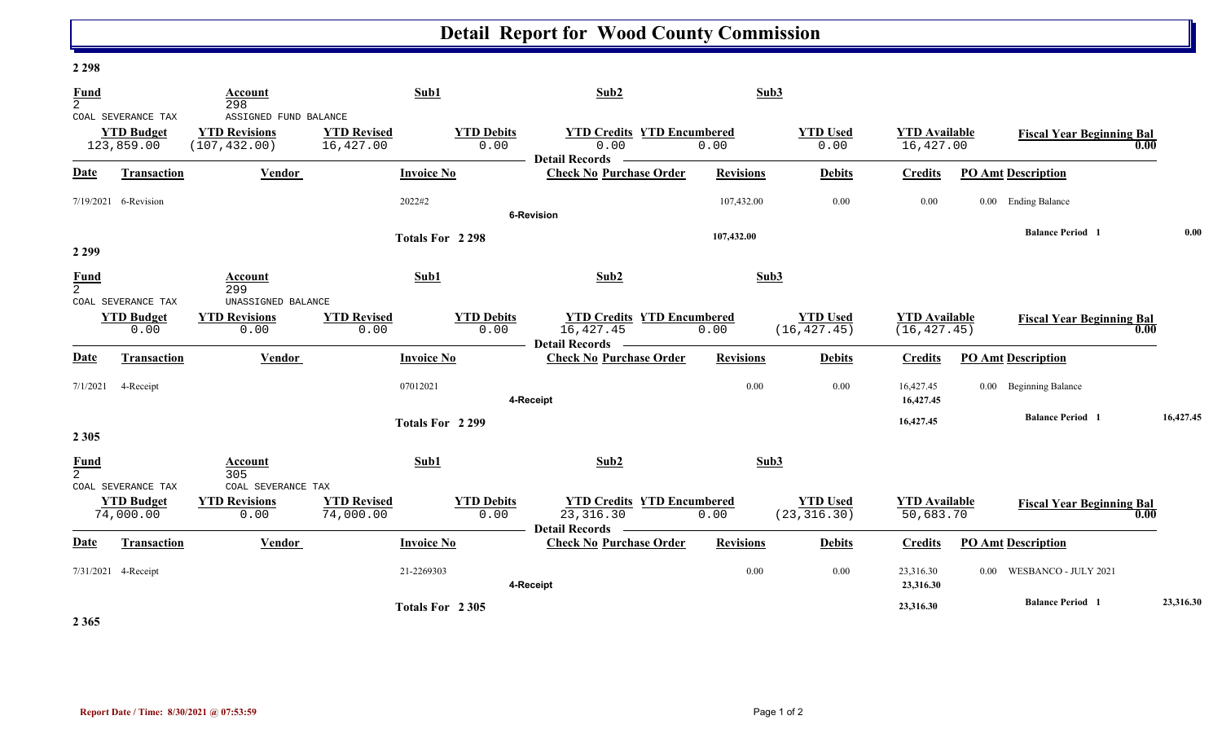# Detail Report for Wood County Commission

## 2 298

| Fund | Account | Sub1 | Sub2 | Sub3 |
|---|---|---|---|---|
| 2 | 298 | | | |
| COAL SEVERANCE TAX | ASSIGNED FUND BALANCE | | | |

| YTD Budget | YTD Revisions | YTD Revised | YTD Debits | YTD Credits | YTD Encumbered | YTD Used | YTD Available | Fiscal Year Beginning Bal |
|---|---|---|---|---|---|---|---|---|
| 123,859.00 | (107,432.00) | 16,427.00 | 0.00 | 0.00 | 0.00 | 0.00 | 16,427.00 | 0.00 |

Detail Records

| Date | Transaction | Vendor | Invoice No | Check No | Purchase Order | Revisions | Debits | Credits | PO Amt | Description |
|---|---|---|---|---|---|---|---|---|---|---|
| 7/19/2021 | 6-Revision | | 2022#2 | | | 107,432.00 | 0.00 | 0.00 | 0.00 | Ending Balance |
| | | | | 6-Revision | | | | | | |
| | | | Totals For 2 298 | | | 107,432.00 | | | | Balance Period 1 0.00 |

## 2 299

| Fund | Account | Sub1 | Sub2 | Sub3 |
|---|---|---|---|---|
| 2 | 299 | | | |
| COAL SEVERANCE TAX | UNASSIGNED BALANCE | | | |

| YTD Budget | YTD Revisions | YTD Revised | YTD Debits | YTD Credits | YTD Encumbered | YTD Used | YTD Available | Fiscal Year Beginning Bal |
|---|---|---|---|---|---|---|---|---|
| 0.00 | 0.00 | 0.00 | 0.00 | 16,427.45 | 0.00 | (16,427.45) | (16,427.45) | 0.00 |

Detail Records

| Date | Transaction | Vendor | Invoice No | Check No | Purchase Order | Revisions | Debits | Credits | PO Amt | Description |
|---|---|---|---|---|---|---|---|---|---|---|
| 7/1/2021 | 4-Receipt | | 07012021 | | | 0.00 | 0.00 | 16,427.45 | 0.00 | Beginning Balance |
| | | | | 4-Receipt | | | | 16,427.45 | | |
| | | | Totals For 2 299 | | | | | 16,427.45 | | Balance Period 1 16,427.45 |

## 2 305

| Fund | Account | Sub1 | Sub2 | Sub3 |
|---|---|---|---|---|
| 2 | 305 | | | |
| COAL SEVERANCE TAX | COAL SEVERANCE TAX | | | |

| YTD Budget | YTD Revisions | YTD Revised | YTD Debits | YTD Credits | YTD Encumbered | YTD Used | YTD Available | Fiscal Year Beginning Bal |
|---|---|---|---|---|---|---|---|---|
| 74,000.00 | 0.00 | 74,000.00 | 0.00 | 23,316.30 | 0.00 | (23,316.30) | 50,683.70 | 0.00 |

Detail Records

| Date | Transaction | Vendor | Invoice No | Check No | Purchase Order | Revisions | Debits | Credits | PO Amt | Description |
|---|---|---|---|---|---|---|---|---|---|---|
| 7/31/2021 | 4-Receipt | | 21-2269303 | | | 0.00 | 0.00 | 23,316.30 | 0.00 | WESBANCO - JULY 2021 |
| | | | | 4-Receipt | | | | 23,316.30 | | |
| | | | Totals For 2 305 | | | | | 23,316.30 | | Balance Period 1 23,316.30 |

## 2 365

Report Date / Time: 8/30/2021 @ 07:53:59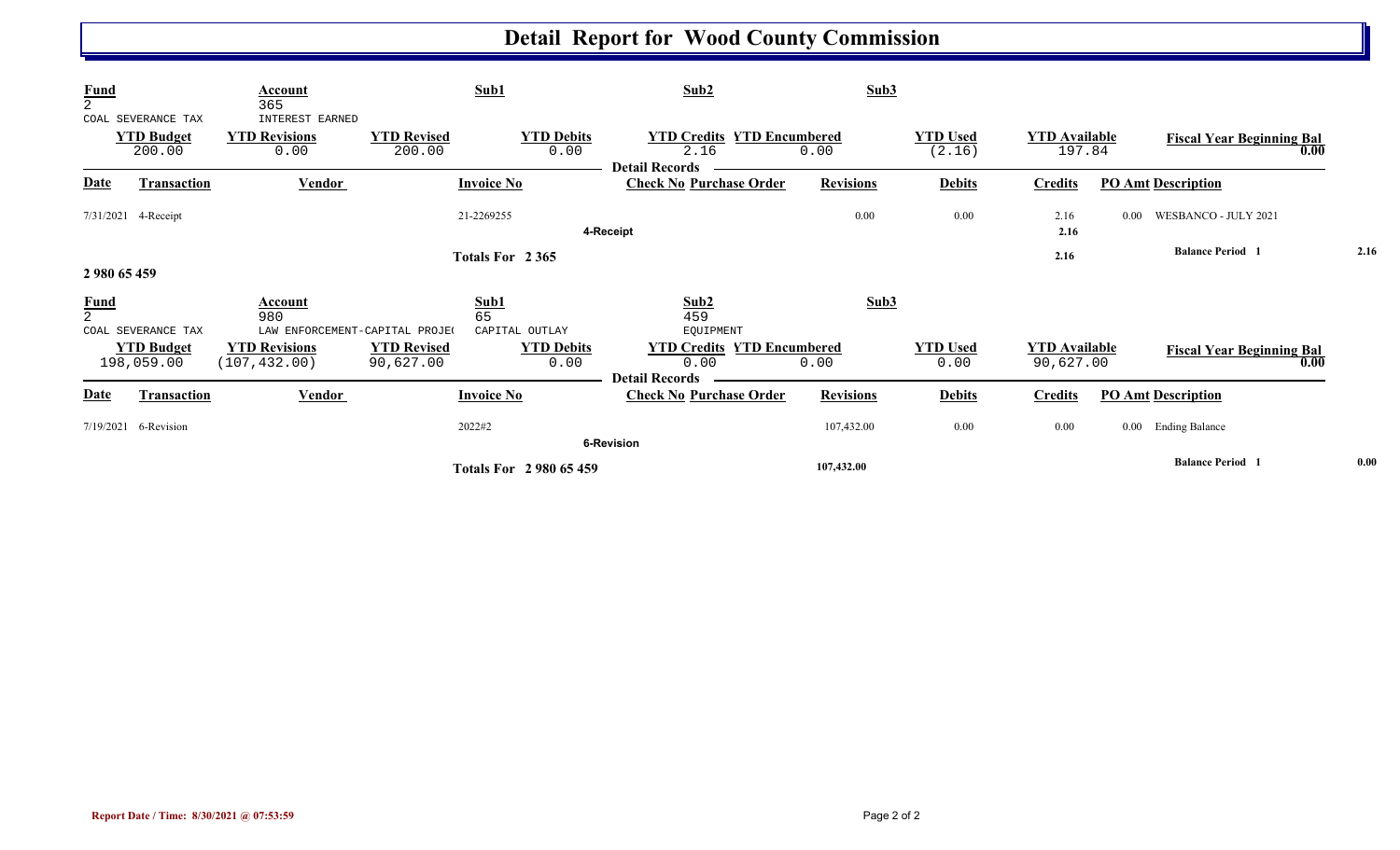# Detail Report for Wood County Commission

| Fund | Account | Sub1 | Sub2 | Sub3 |
|---|---|---|---|---|
| 2 | 365 | | | |
| COAL SEVERANCE TAX | INTEREST EARNED | | | |

| YTD Budget | YTD Revisions | YTD Revised | YTD Debits | YTD Credits | YTD Encumbered | YTD Used | YTD Available | Fiscal Year Beginning Bal |
|---|---|---|---|---|---|---|---|---|
| 200.00 | 0.00 | 200.00 | 0.00 | 2.16 | 0.00 | (2.16) | 197.84 | 0.00 |

**Detail Records**

| Date | Transaction | Vendor | Invoice No | Check No | Purchase Order | Revisions | Debits | Credits | PO Amt | Description |
|---|---|---|---|---|---|---|---|---|---|---|
| 7/31/2021 | 4-Receipt | | 21-2269255 | | | 0.00 | 0.00 | 2.16 | 0.00 | WESBANCO - JULY 2021 |
| | | | 4-Receipt | | | | | 2.16 | | |
| | | | Totals For 2 365 | | | | | 2.16 | | Balance Period 1 2.16 |

**2 980 65 459**

| Fund | Account | Sub1 | Sub2 | Sub3 |
|---|---|---|---|---|
| 2 | 980 | 65 | 459 | |
| COAL SEVERANCE TAX | LAW ENFORCEMENT-CAPITAL PROJE( | CAPITAL OUTLAY | EQUIPMENT | |

| YTD Budget | YTD Revisions | YTD Revised | YTD Debits | YTD Credits | YTD Encumbered | YTD Used | YTD Available | Fiscal Year Beginning Bal |
|---|---|---|---|---|---|---|---|---|
| 198,059.00 | (107,432.00) | 90,627.00 | 0.00 | 0.00 | 0.00 | 0.00 | 90,627.00 | 0.00 |

**Detail Records**

| Date | Transaction | Vendor | Invoice No | Check No | Purchase Order | Revisions | Debits | Credits | PO Amt | Description |
|---|---|---|---|---|---|---|---|---|---|---|
| 7/19/2021 | 6-Revision | | 2022#2 | | | 107,432.00 | 0.00 | 0.00 | 0.00 | Ending Balance |
| | | | 6-Revision | | | | | | | |
| | | | Totals For 2 980 65 459 | | | 107,432.00 | | | | Balance Period 1 0.00 |

Report Date / Time: 8/30/2021 @ 07:53:59